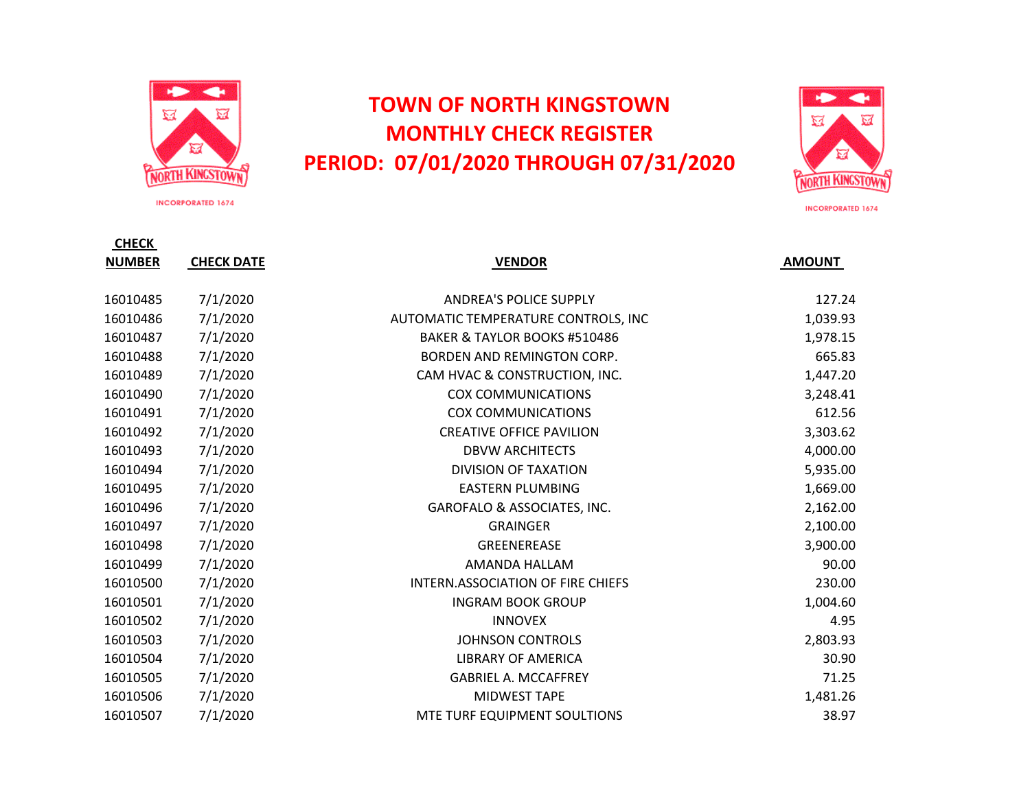# TOWN OF NORTH KINGSTOWN
# MONTHLY CHECK REGISTER
# PERIOD: 07/01/2020 THROUGH 07/31/2020

| CHECK NUMBER | CHECK DATE | VENDOR | AMOUNT |
|---|---|---|---|
| 16010485 | 7/1/2020 | ANDREA'S POLICE SUPPLY | 127.24 |
| 16010486 | 7/1/2020 | AUTOMATIC TEMPERATURE CONTROLS, INC | 1,039.93 |
| 16010487 | 7/1/2020 | BAKER & TAYLOR BOOKS #510486 | 1,978.15 |
| 16010488 | 7/1/2020 | BORDEN AND REMINGTON CORP. | 665.83 |
| 16010489 | 7/1/2020 | CAM HVAC & CONSTRUCTION, INC. | 1,447.20 |
| 16010490 | 7/1/2020 | COX COMMUNICATIONS | 3,248.41 |
| 16010491 | 7/1/2020 | COX COMMUNICATIONS | 612.56 |
| 16010492 | 7/1/2020 | CREATIVE OFFICE PAVILION | 3,303.62 |
| 16010493 | 7/1/2020 | DBVW ARCHITECTS | 4,000.00 |
| 16010494 | 7/1/2020 | DIVISION OF TAXATION | 5,935.00 |
| 16010495 | 7/1/2020 | EASTERN PLUMBING | 1,669.00 |
| 16010496 | 7/1/2020 | GAROFALO & ASSOCIATES, INC. | 2,162.00 |
| 16010497 | 7/1/2020 | GRAINGER | 2,100.00 |
| 16010498 | 7/1/2020 | GREENEREASE | 3,900.00 |
| 16010499 | 7/1/2020 | AMANDA HALLAM | 90.00 |
| 16010500 | 7/1/2020 | INTERN.ASSOCIATION OF FIRE CHIEFS | 230.00 |
| 16010501 | 7/1/2020 | INGRAM BOOK GROUP | 1,004.60 |
| 16010502 | 7/1/2020 | INNOVEX | 4.95 |
| 16010503 | 7/1/2020 | JOHNSON CONTROLS | 2,803.93 |
| 16010504 | 7/1/2020 | LIBRARY OF AMERICA | 30.90 |
| 16010505 | 7/1/2020 | GABRIEL A. MCCAFFREY | 71.25 |
| 16010506 | 7/1/2020 | MIDWEST TAPE | 1,481.26 |
| 16010507 | 7/1/2020 | MTE TURF EQUIPMENT SOULTIONS | 38.97 |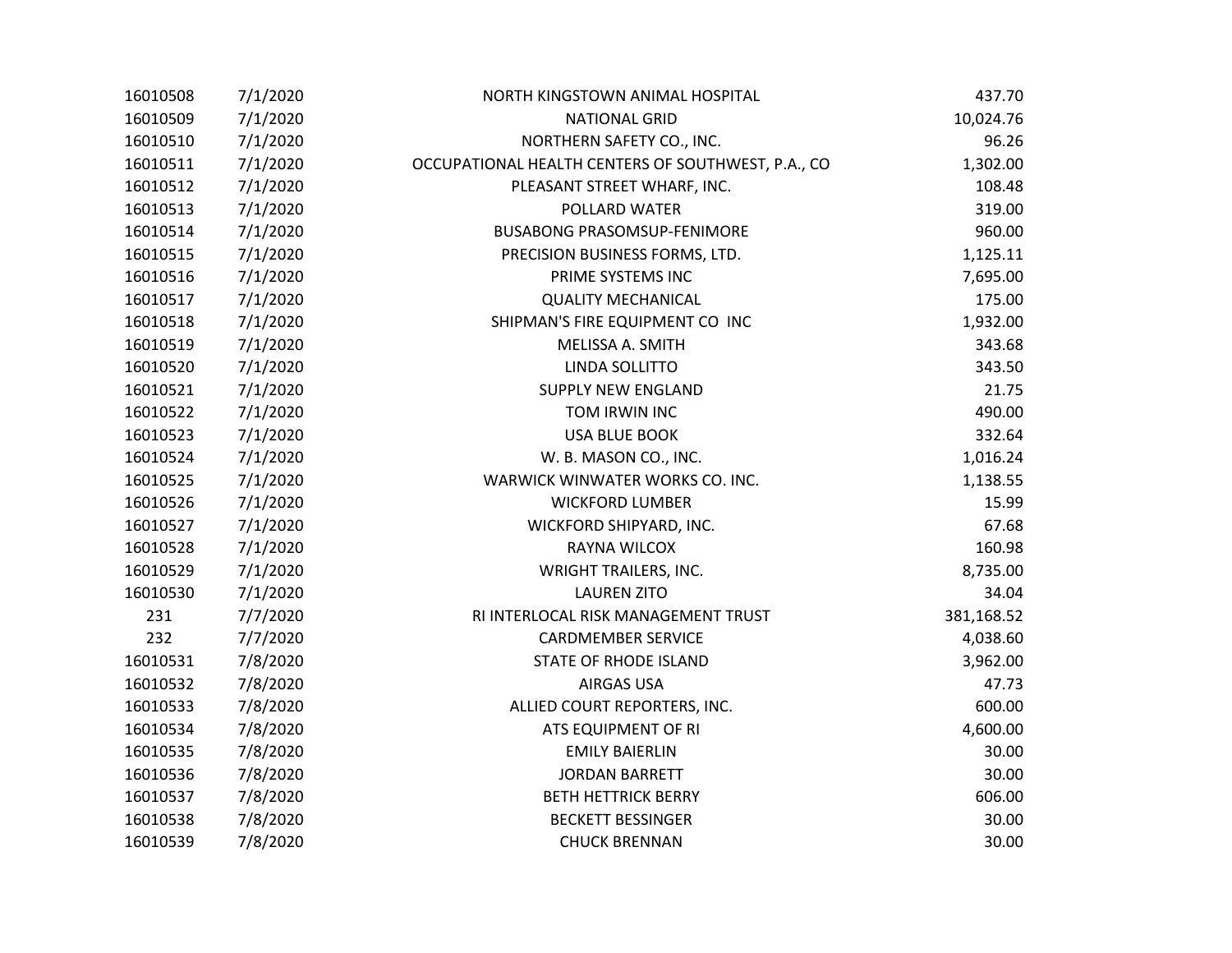| | | | |
|---|---|---|---|
| 16010508 | 7/1/2020 | NORTH KINGSTOWN ANIMAL HOSPITAL | 437.70 |
| 16010509 | 7/1/2020 | NATIONAL GRID | 10,024.76 |
| 16010510 | 7/1/2020 | NORTHERN SAFETY CO., INC. | 96.26 |
| 16010511 | 7/1/2020 | OCCUPATIONAL HEALTH CENTERS OF SOUTHWEST, P.A., CO | 1,302.00 |
| 16010512 | 7/1/2020 | PLEASANT STREET WHARF, INC. | 108.48 |
| 16010513 | 7/1/2020 | POLLARD WATER | 319.00 |
| 16010514 | 7/1/2020 | BUSABONG PRASOMSUP-FENIMORE | 960.00 |
| 16010515 | 7/1/2020 | PRECISION BUSINESS FORMS, LTD. | 1,125.11 |
| 16010516 | 7/1/2020 | PRIME SYSTEMS INC | 7,695.00 |
| 16010517 | 7/1/2020 | QUALITY MECHANICAL | 175.00 |
| 16010518 | 7/1/2020 | SHIPMAN'S FIRE EQUIPMENT CO INC | 1,932.00 |
| 16010519 | 7/1/2020 | MELISSA A. SMITH | 343.68 |
| 16010520 | 7/1/2020 | LINDA SOLLITTO | 343.50 |
| 16010521 | 7/1/2020 | SUPPLY NEW ENGLAND | 21.75 |
| 16010522 | 7/1/2020 | TOM IRWIN INC | 490.00 |
| 16010523 | 7/1/2020 | USA BLUE BOOK | 332.64 |
| 16010524 | 7/1/2020 | W. B. MASON CO., INC. | 1,016.24 |
| 16010525 | 7/1/2020 | WARWICK WINWATER WORKS CO. INC. | 1,138.55 |
| 16010526 | 7/1/2020 | WICKFORD LUMBER | 15.99 |
| 16010527 | 7/1/2020 | WICKFORD SHIPYARD, INC. | 67.68 |
| 16010528 | 7/1/2020 | RAYNA WILCOX | 160.98 |
| 16010529 | 7/1/2020 | WRIGHT TRAILERS, INC. | 8,735.00 |
| 16010530 | 7/1/2020 | LAUREN ZITO | 34.04 |
| 231 | 7/7/2020 | RI INTERLOCAL RISK MANAGEMENT TRUST | 381,168.52 |
| 232 | 7/7/2020 | CARDMEMBER SERVICE | 4,038.60 |
| 16010531 | 7/8/2020 | STATE OF RHODE ISLAND | 3,962.00 |
| 16010532 | 7/8/2020 | AIRGAS USA | 47.73 |
| 16010533 | 7/8/2020 | ALLIED COURT REPORTERS, INC. | 600.00 |
| 16010534 | 7/8/2020 | ATS EQUIPMENT OF RI | 4,600.00 |
| 16010535 | 7/8/2020 | EMILY BAIERLIN | 30.00 |
| 16010536 | 7/8/2020 | JORDAN BARRETT | 30.00 |
| 16010537 | 7/8/2020 | BETH HETTRICK BERRY | 606.00 |
| 16010538 | 7/8/2020 | BECKETT BESSINGER | 30.00 |
| 16010539 | 7/8/2020 | CHUCK BRENNAN | 30.00 |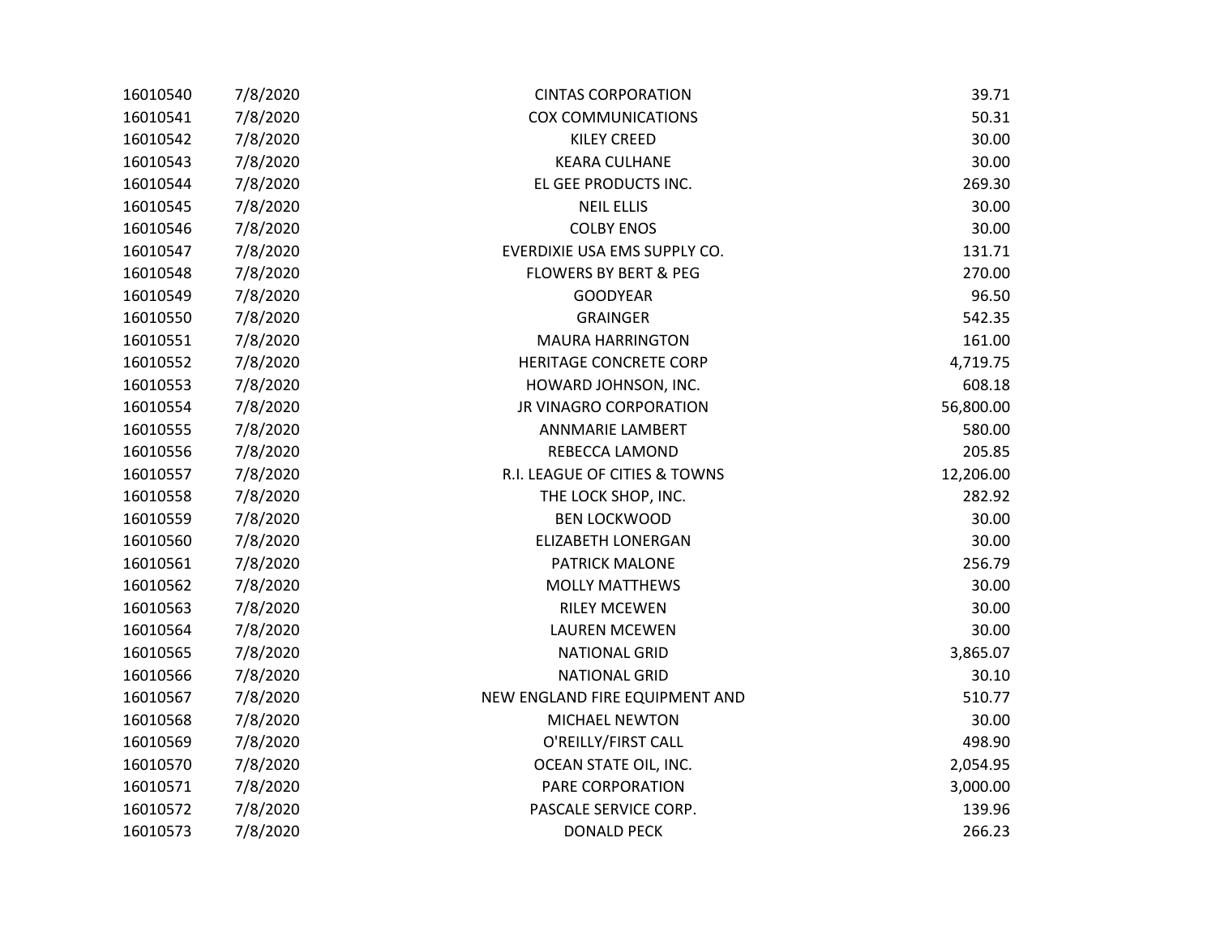| | | | |
|---|---|---|---|
| 16010540 | 7/8/2020 | CINTAS CORPORATION | 39.71 |
| 16010541 | 7/8/2020 | COX COMMUNICATIONS | 50.31 |
| 16010542 | 7/8/2020 | KILEY CREED | 30.00 |
| 16010543 | 7/8/2020 | KEARA CULHANE | 30.00 |
| 16010544 | 7/8/2020 | EL GEE PRODUCTS INC. | 269.30 |
| 16010545 | 7/8/2020 | NEIL ELLIS | 30.00 |
| 16010546 | 7/8/2020 | COLBY ENOS | 30.00 |
| 16010547 | 7/8/2020 | EVERDIXIE USA EMS SUPPLY CO. | 131.71 |
| 16010548 | 7/8/2020 | FLOWERS BY BERT & PEG | 270.00 |
| 16010549 | 7/8/2020 | GOODYEAR | 96.50 |
| 16010550 | 7/8/2020 | GRAINGER | 542.35 |
| 16010551 | 7/8/2020 | MAURA HARRINGTON | 161.00 |
| 16010552 | 7/8/2020 | HERITAGE CONCRETE CORP | 4,719.75 |
| 16010553 | 7/8/2020 | HOWARD JOHNSON, INC. | 608.18 |
| 16010554 | 7/8/2020 | JR VINAGRO CORPORATION | 56,800.00 |
| 16010555 | 7/8/2020 | ANNMARIE LAMBERT | 580.00 |
| 16010556 | 7/8/2020 | REBECCA LAMOND | 205.85 |
| 16010557 | 7/8/2020 | R.I. LEAGUE OF CITIES & TOWNS | 12,206.00 |
| 16010558 | 7/8/2020 | THE LOCK SHOP, INC. | 282.92 |
| 16010559 | 7/8/2020 | BEN LOCKWOOD | 30.00 |
| 16010560 | 7/8/2020 | ELIZABETH LONERGAN | 30.00 |
| 16010561 | 7/8/2020 | PATRICK MALONE | 256.79 |
| 16010562 | 7/8/2020 | MOLLY MATTHEWS | 30.00 |
| 16010563 | 7/8/2020 | RILEY MCEWEN | 30.00 |
| 16010564 | 7/8/2020 | LAUREN MCEWEN | 30.00 |
| 16010565 | 7/8/2020 | NATIONAL GRID | 3,865.07 |
| 16010566 | 7/8/2020 | NATIONAL GRID | 30.10 |
| 16010567 | 7/8/2020 | NEW ENGLAND FIRE EQUIPMENT AND | 510.77 |
| 16010568 | 7/8/2020 | MICHAEL NEWTON | 30.00 |
| 16010569 | 7/8/2020 | O'REILLY/FIRST CALL | 498.90 |
| 16010570 | 7/8/2020 | OCEAN STATE OIL, INC. | 2,054.95 |
| 16010571 | 7/8/2020 | PARE CORPORATION | 3,000.00 |
| 16010572 | 7/8/2020 | PASCALE SERVICE CORP. | 139.96 |
| 16010573 | 7/8/2020 | DONALD PECK | 266.23 |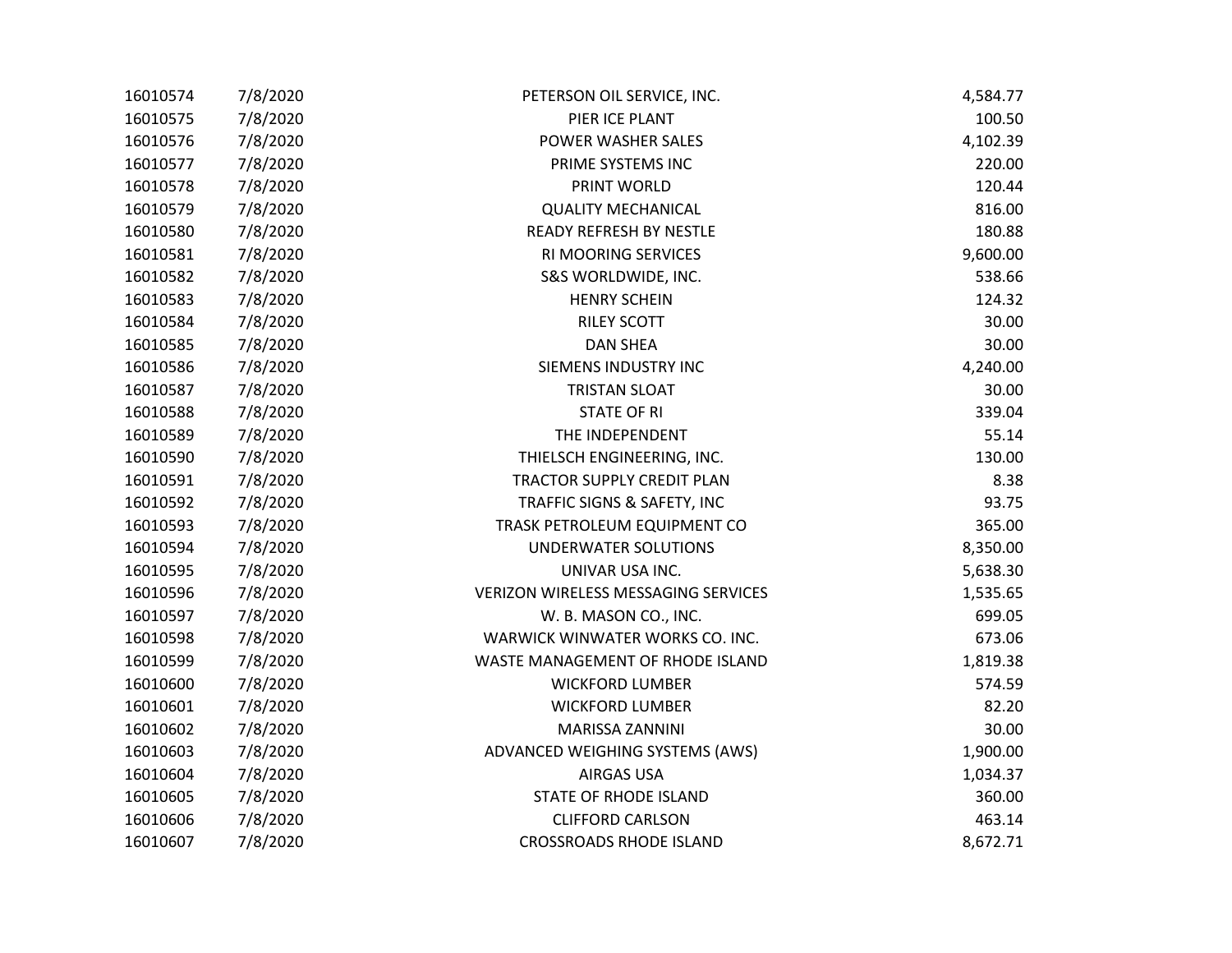| | | | |
|---|---|---|---|
| 16010574 | 7/8/2020 | PETERSON OIL SERVICE, INC. | 4,584.77 |
| 16010575 | 7/8/2020 | PIER ICE PLANT | 100.50 |
| 16010576 | 7/8/2020 | POWER WASHER SALES | 4,102.39 |
| 16010577 | 7/8/2020 | PRIME SYSTEMS INC | 220.00 |
| 16010578 | 7/8/2020 | PRINT WORLD | 120.44 |
| 16010579 | 7/8/2020 | QUALITY MECHANICAL | 816.00 |
| 16010580 | 7/8/2020 | READY REFRESH BY NESTLE | 180.88 |
| 16010581 | 7/8/2020 | RI MOORING SERVICES | 9,600.00 |
| 16010582 | 7/8/2020 | S&S WORLDWIDE, INC. | 538.66 |
| 16010583 | 7/8/2020 | HENRY SCHEIN | 124.32 |
| 16010584 | 7/8/2020 | RILEY SCOTT | 30.00 |
| 16010585 | 7/8/2020 | DAN SHEA | 30.00 |
| 16010586 | 7/8/2020 | SIEMENS INDUSTRY INC | 4,240.00 |
| 16010587 | 7/8/2020 | TRISTAN SLOAT | 30.00 |
| 16010588 | 7/8/2020 | STATE OF RI | 339.04 |
| 16010589 | 7/8/2020 | THE INDEPENDENT | 55.14 |
| 16010590 | 7/8/2020 | THIELSCH ENGINEERING, INC. | 130.00 |
| 16010591 | 7/8/2020 | TRACTOR SUPPLY CREDIT PLAN | 8.38 |
| 16010592 | 7/8/2020 | TRAFFIC SIGNS & SAFETY, INC | 93.75 |
| 16010593 | 7/8/2020 | TRASK PETROLEUM EQUIPMENT CO | 365.00 |
| 16010594 | 7/8/2020 | UNDERWATER SOLUTIONS | 8,350.00 |
| 16010595 | 7/8/2020 | UNIVAR USA INC. | 5,638.30 |
| 16010596 | 7/8/2020 | VERIZON WIRELESS MESSAGING SERVICES | 1,535.65 |
| 16010597 | 7/8/2020 | W. B. MASON CO., INC. | 699.05 |
| 16010598 | 7/8/2020 | WARWICK WINWATER WORKS CO. INC. | 673.06 |
| 16010599 | 7/8/2020 | WASTE MANAGEMENT OF RHODE ISLAND | 1,819.38 |
| 16010600 | 7/8/2020 | WICKFORD LUMBER | 574.59 |
| 16010601 | 7/8/2020 | WICKFORD LUMBER | 82.20 |
| 16010602 | 7/8/2020 | MARISSA ZANNINI | 30.00 |
| 16010603 | 7/8/2020 | ADVANCED WEIGHING SYSTEMS (AWS) | 1,900.00 |
| 16010604 | 7/8/2020 | AIRGAS USA | 1,034.37 |
| 16010605 | 7/8/2020 | STATE OF RHODE ISLAND | 360.00 |
| 16010606 | 7/8/2020 | CLIFFORD CARLSON | 463.14 |
| 16010607 | 7/8/2020 | CROSSROADS RHODE ISLAND | 8,672.71 |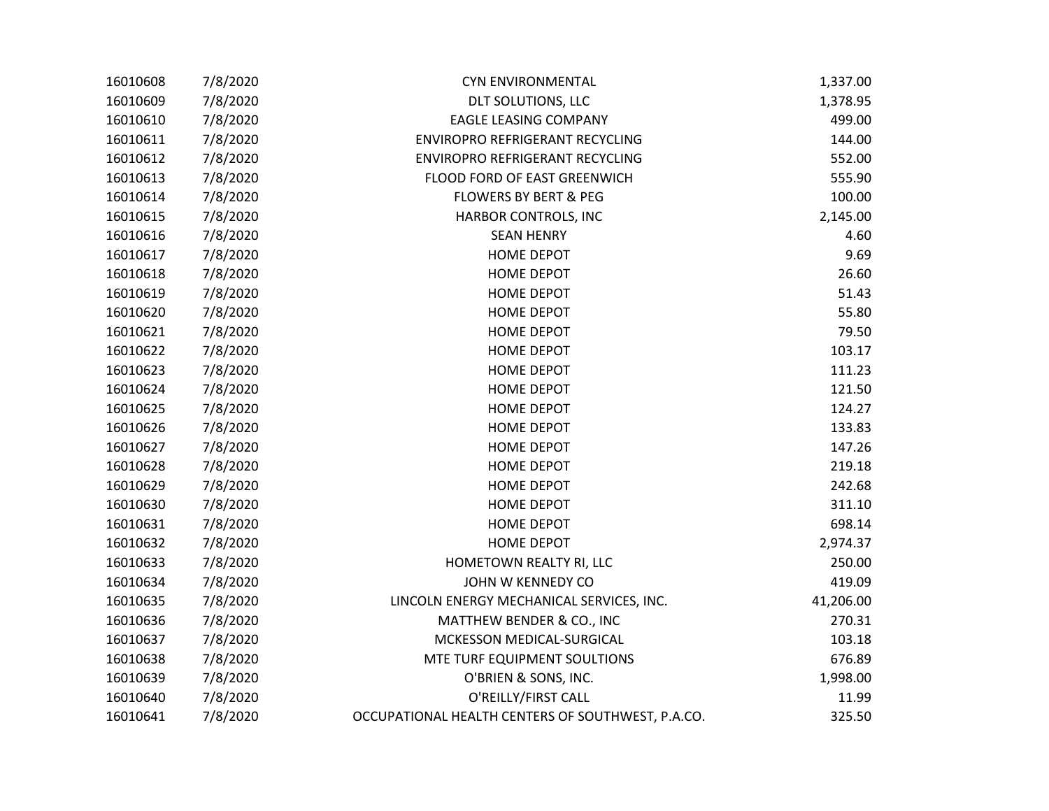| | | | |
|---|---|---|---|
| 16010608 | 7/8/2020 | CYN ENVIRONMENTAL | 1,337.00 |
| 16010609 | 7/8/2020 | DLT SOLUTIONS, LLC | 1,378.95 |
| 16010610 | 7/8/2020 | EAGLE LEASING COMPANY | 499.00 |
| 16010611 | 7/8/2020 | ENVIROPRO REFRIGERANT RECYCLING | 144.00 |
| 16010612 | 7/8/2020 | ENVIROPRO REFRIGERANT RECYCLING | 552.00 |
| 16010613 | 7/8/2020 | FLOOD FORD OF EAST GREENWICH | 555.90 |
| 16010614 | 7/8/2020 | FLOWERS BY BERT & PEG | 100.00 |
| 16010615 | 7/8/2020 | HARBOR CONTROLS, INC | 2,145.00 |
| 16010616 | 7/8/2020 | SEAN HENRY | 4.60 |
| 16010617 | 7/8/2020 | HOME DEPOT | 9.69 |
| 16010618 | 7/8/2020 | HOME DEPOT | 26.60 |
| 16010619 | 7/8/2020 | HOME DEPOT | 51.43 |
| 16010620 | 7/8/2020 | HOME DEPOT | 55.80 |
| 16010621 | 7/8/2020 | HOME DEPOT | 79.50 |
| 16010622 | 7/8/2020 | HOME DEPOT | 103.17 |
| 16010623 | 7/8/2020 | HOME DEPOT | 111.23 |
| 16010624 | 7/8/2020 | HOME DEPOT | 121.50 |
| 16010625 | 7/8/2020 | HOME DEPOT | 124.27 |
| 16010626 | 7/8/2020 | HOME DEPOT | 133.83 |
| 16010627 | 7/8/2020 | HOME DEPOT | 147.26 |
| 16010628 | 7/8/2020 | HOME DEPOT | 219.18 |
| 16010629 | 7/8/2020 | HOME DEPOT | 242.68 |
| 16010630 | 7/8/2020 | HOME DEPOT | 311.10 |
| 16010631 | 7/8/2020 | HOME DEPOT | 698.14 |
| 16010632 | 7/8/2020 | HOME DEPOT | 2,974.37 |
| 16010633 | 7/8/2020 | HOMETOWN REALTY RI, LLC | 250.00 |
| 16010634 | 7/8/2020 | JOHN W KENNEDY CO | 419.09 |
| 16010635 | 7/8/2020 | LINCOLN ENERGY MECHANICAL SERVICES, INC. | 41,206.00 |
| 16010636 | 7/8/2020 | MATTHEW BENDER & CO., INC | 270.31 |
| 16010637 | 7/8/2020 | MCKESSON MEDICAL-SURGICAL | 103.18 |
| 16010638 | 7/8/2020 | MTE TURF EQUIPMENT SOULTIONS | 676.89 |
| 16010639 | 7/8/2020 | O'BRIEN & SONS, INC. | 1,998.00 |
| 16010640 | 7/8/2020 | O'REILLY/FIRST CALL | 11.99 |
| 16010641 | 7/8/2020 | OCCUPATIONAL HEALTH CENTERS OF SOUTHWEST, P.A.CO. | 325.50 |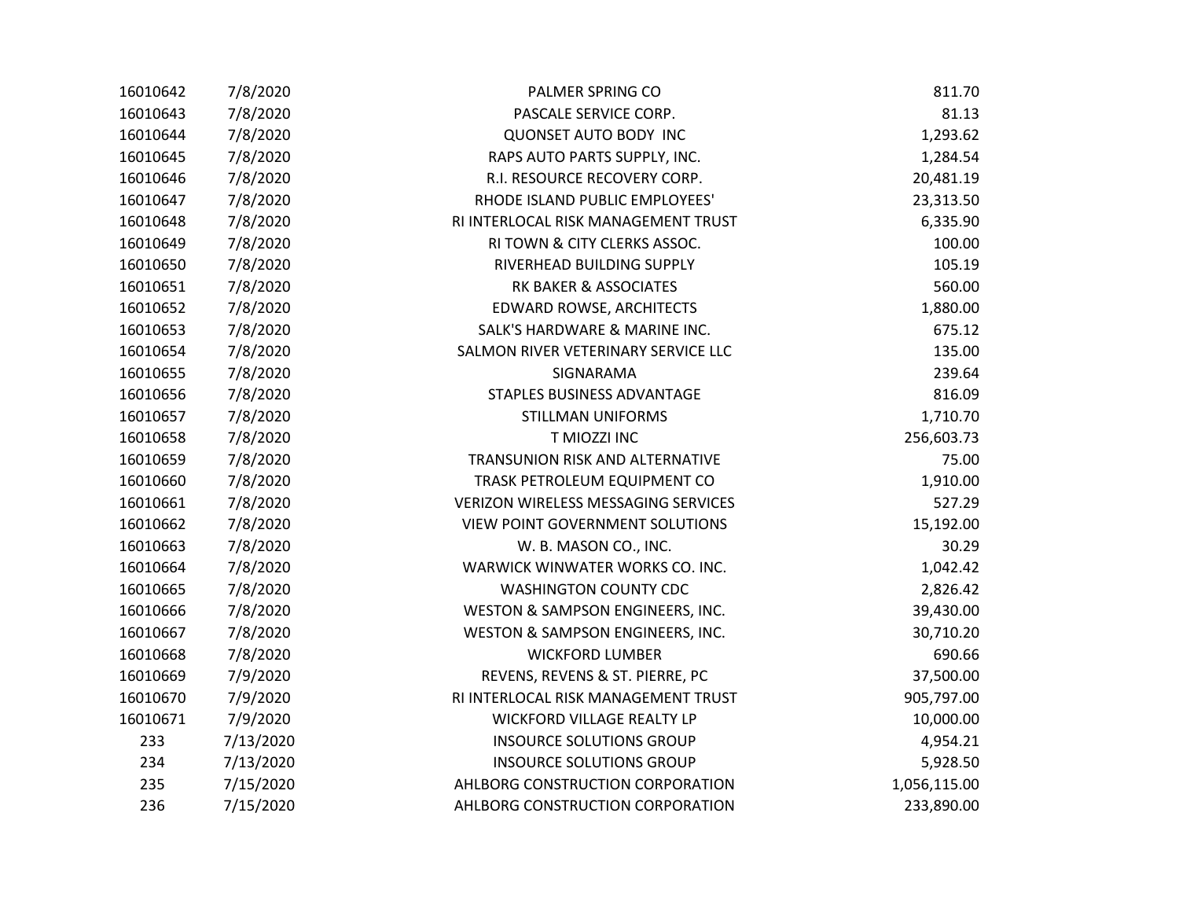| | | | |
|---|---|---|---|
| 16010642 | 7/8/2020 | PALMER SPRING CO | 811.70 |
| 16010643 | 7/8/2020 | PASCALE SERVICE CORP. | 81.13 |
| 16010644 | 7/8/2020 | QUONSET AUTO BODY INC | 1,293.62 |
| 16010645 | 7/8/2020 | RAPS AUTO PARTS SUPPLY, INC. | 1,284.54 |
| 16010646 | 7/8/2020 | R.I. RESOURCE RECOVERY CORP. | 20,481.19 |
| 16010647 | 7/8/2020 | RHODE ISLAND PUBLIC EMPLOYEES' | 23,313.50 |
| 16010648 | 7/8/2020 | RI INTERLOCAL RISK MANAGEMENT TRUST | 6,335.90 |
| 16010649 | 7/8/2020 | RI TOWN & CITY CLERKS ASSOC. | 100.00 |
| 16010650 | 7/8/2020 | RIVERHEAD BUILDING SUPPLY | 105.19 |
| 16010651 | 7/8/2020 | RK BAKER & ASSOCIATES | 560.00 |
| 16010652 | 7/8/2020 | EDWARD ROWSE, ARCHITECTS | 1,880.00 |
| 16010653 | 7/8/2020 | SALK'S HARDWARE & MARINE INC. | 675.12 |
| 16010654 | 7/8/2020 | SALMON RIVER VETERINARY SERVICE LLC | 135.00 |
| 16010655 | 7/8/2020 | SIGNARAMA | 239.64 |
| 16010656 | 7/8/2020 | STAPLES BUSINESS ADVANTAGE | 816.09 |
| 16010657 | 7/8/2020 | STILLMAN UNIFORMS | 1,710.70 |
| 16010658 | 7/8/2020 | T MIOZZI INC | 256,603.73 |
| 16010659 | 7/8/2020 | TRANSUNION RISK AND ALTERNATIVE | 75.00 |
| 16010660 | 7/8/2020 | TRASK PETROLEUM EQUIPMENT CO | 1,910.00 |
| 16010661 | 7/8/2020 | VERIZON WIRELESS MESSAGING SERVICES | 527.29 |
| 16010662 | 7/8/2020 | VIEW POINT GOVERNMENT SOLUTIONS | 15,192.00 |
| 16010663 | 7/8/2020 | W. B. MASON CO., INC. | 30.29 |
| 16010664 | 7/8/2020 | WARWICK WINWATER WORKS CO. INC. | 1,042.42 |
| 16010665 | 7/8/2020 | WASHINGTON COUNTY CDC | 2,826.42 |
| 16010666 | 7/8/2020 | WESTON & SAMPSON ENGINEERS, INC. | 39,430.00 |
| 16010667 | 7/8/2020 | WESTON & SAMPSON ENGINEERS, INC. | 30,710.20 |
| 16010668 | 7/8/2020 | WICKFORD LUMBER | 690.66 |
| 16010669 | 7/9/2020 | REVENS, REVENS & ST. PIERRE, PC | 37,500.00 |
| 16010670 | 7/9/2020 | RI INTERLOCAL RISK MANAGEMENT TRUST | 905,797.00 |
| 16010671 | 7/9/2020 | WICKFORD VILLAGE REALTY LP | 10,000.00 |
| 233 | 7/13/2020 | INSOURCE SOLUTIONS GROUP | 4,954.21 |
| 234 | 7/13/2020 | INSOURCE SOLUTIONS GROUP | 5,928.50 |
| 235 | 7/15/2020 | AHLBORG CONSTRUCTION CORPORATION | 1,056,115.00 |
| 236 | 7/15/2020 | AHLBORG CONSTRUCTION CORPORATION | 233,890.00 |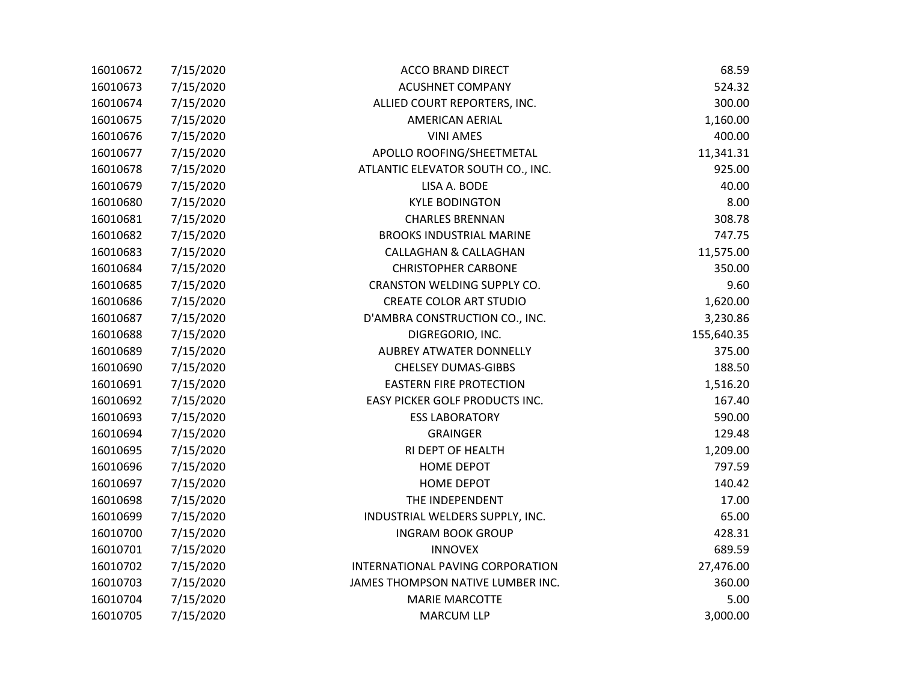| | | | |
|---|---|---|---|
| 16010672 | 7/15/2020 | ACCO BRAND DIRECT | 68.59 |
| 16010673 | 7/15/2020 | ACUSHNET COMPANY | 524.32 |
| 16010674 | 7/15/2020 | ALLIED COURT REPORTERS, INC. | 300.00 |
| 16010675 | 7/15/2020 | AMERICAN AERIAL | 1,160.00 |
| 16010676 | 7/15/2020 | VINI AMES | 400.00 |
| 16010677 | 7/15/2020 | APOLLO ROOFING/SHEETMETAL | 11,341.31 |
| 16010678 | 7/15/2020 | ATLANTIC ELEVATOR SOUTH CO., INC. | 925.00 |
| 16010679 | 7/15/2020 | LISA A. BODE | 40.00 |
| 16010680 | 7/15/2020 | KYLE BODINGTON | 8.00 |
| 16010681 | 7/15/2020 | CHARLES BRENNAN | 308.78 |
| 16010682 | 7/15/2020 | BROOKS INDUSTRIAL MARINE | 747.75 |
| 16010683 | 7/15/2020 | CALLAGHAN & CALLAGHAN | 11,575.00 |
| 16010684 | 7/15/2020 | CHRISTOPHER CARBONE | 350.00 |
| 16010685 | 7/15/2020 | CRANSTON WELDING SUPPLY CO. | 9.60 |
| 16010686 | 7/15/2020 | CREATE COLOR ART STUDIO | 1,620.00 |
| 16010687 | 7/15/2020 | D'AMBRA CONSTRUCTION CO., INC. | 3,230.86 |
| 16010688 | 7/15/2020 | DIGREGORIO, INC. | 155,640.35 |
| 16010689 | 7/15/2020 | AUBREY ATWATER DONNELLY | 375.00 |
| 16010690 | 7/15/2020 | CHELSEY DUMAS-GIBBS | 188.50 |
| 16010691 | 7/15/2020 | EASTERN FIRE PROTECTION | 1,516.20 |
| 16010692 | 7/15/2020 | EASY PICKER GOLF PRODUCTS INC. | 167.40 |
| 16010693 | 7/15/2020 | ESS LABORATORY | 590.00 |
| 16010694 | 7/15/2020 | GRAINGER | 129.48 |
| 16010695 | 7/15/2020 | RI DEPT OF HEALTH | 1,209.00 |
| 16010696 | 7/15/2020 | HOME DEPOT | 797.59 |
| 16010697 | 7/15/2020 | HOME DEPOT | 140.42 |
| 16010698 | 7/15/2020 | THE INDEPENDENT | 17.00 |
| 16010699 | 7/15/2020 | INDUSTRIAL WELDERS SUPPLY, INC. | 65.00 |
| 16010700 | 7/15/2020 | INGRAM BOOK GROUP | 428.31 |
| 16010701 | 7/15/2020 | INNOVEX | 689.59 |
| 16010702 | 7/15/2020 | INTERNATIONAL PAVING CORPORATION | 27,476.00 |
| 16010703 | 7/15/2020 | JAMES THOMPSON NATIVE LUMBER INC. | 360.00 |
| 16010704 | 7/15/2020 | MARIE MARCOTTE | 5.00 |
| 16010705 | 7/15/2020 | MARCUM LLP | 3,000.00 |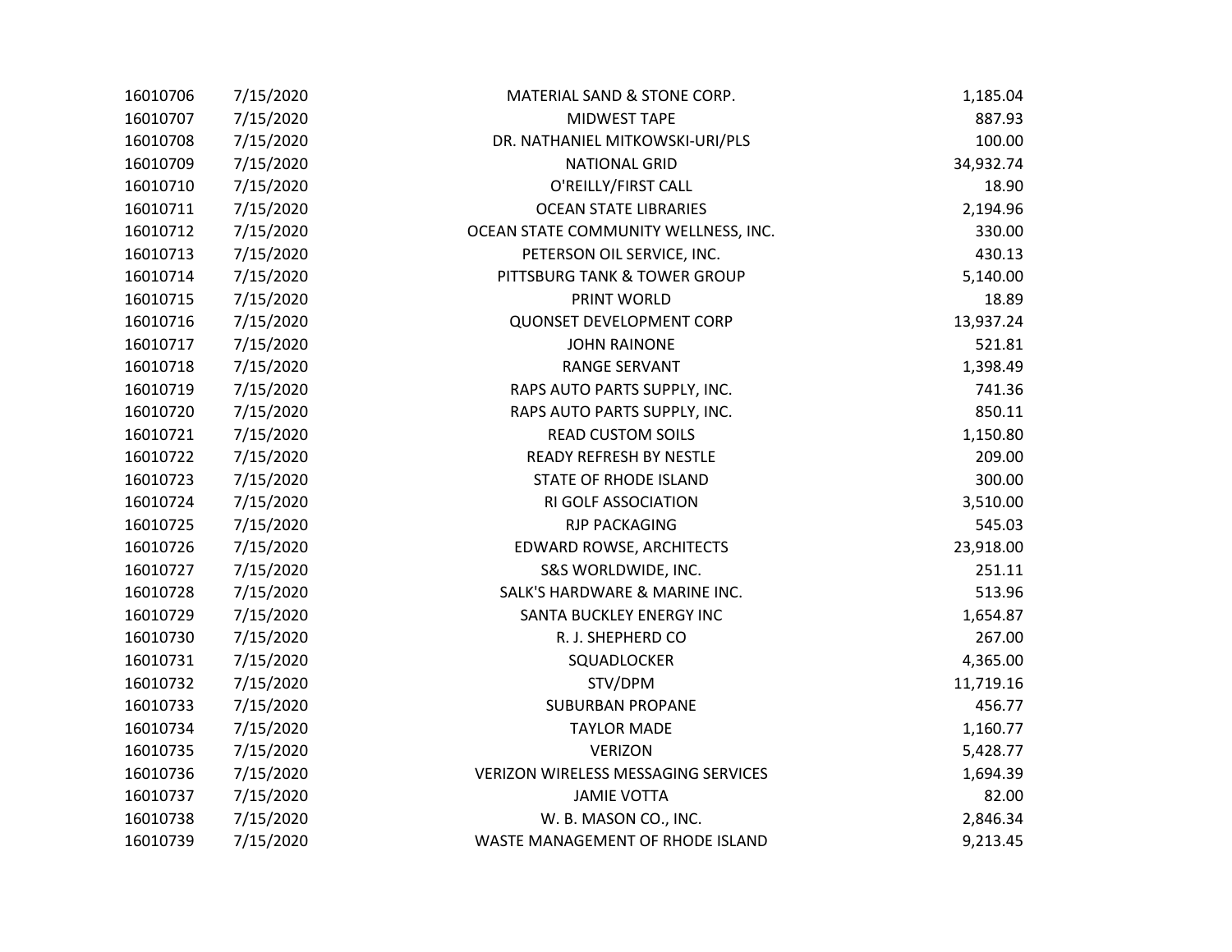| | | | |
|---|---|---|---|
| 16010706 | 7/15/2020 | MATERIAL SAND & STONE CORP. | 1,185.04 |
| 16010707 | 7/15/2020 | MIDWEST TAPE | 887.93 |
| 16010708 | 7/15/2020 | DR. NATHANIEL MITKOWSKI-URI/PLS | 100.00 |
| 16010709 | 7/15/2020 | NATIONAL GRID | 34,932.74 |
| 16010710 | 7/15/2020 | O'REILLY/FIRST CALL | 18.90 |
| 16010711 | 7/15/2020 | OCEAN STATE LIBRARIES | 2,194.96 |
| 16010712 | 7/15/2020 | OCEAN STATE COMMUNITY WELLNESS, INC. | 330.00 |
| 16010713 | 7/15/2020 | PETERSON OIL SERVICE, INC. | 430.13 |
| 16010714 | 7/15/2020 | PITTSBURG TANK & TOWER GROUP | 5,140.00 |
| 16010715 | 7/15/2020 | PRINT WORLD | 18.89 |
| 16010716 | 7/15/2020 | QUONSET DEVELOPMENT CORP | 13,937.24 |
| 16010717 | 7/15/2020 | JOHN RAINONE | 521.81 |
| 16010718 | 7/15/2020 | RANGE SERVANT | 1,398.49 |
| 16010719 | 7/15/2020 | RAPS AUTO PARTS SUPPLY, INC. | 741.36 |
| 16010720 | 7/15/2020 | RAPS AUTO PARTS SUPPLY, INC. | 850.11 |
| 16010721 | 7/15/2020 | READ CUSTOM SOILS | 1,150.80 |
| 16010722 | 7/15/2020 | READY REFRESH BY NESTLE | 209.00 |
| 16010723 | 7/15/2020 | STATE OF RHODE ISLAND | 300.00 |
| 16010724 | 7/15/2020 | RI GOLF ASSOCIATION | 3,510.00 |
| 16010725 | 7/15/2020 | RJP PACKAGING | 545.03 |
| 16010726 | 7/15/2020 | EDWARD ROWSE, ARCHITECTS | 23,918.00 |
| 16010727 | 7/15/2020 | S&S WORLDWIDE, INC. | 251.11 |
| 16010728 | 7/15/2020 | SALK'S HARDWARE & MARINE INC. | 513.96 |
| 16010729 | 7/15/2020 | SANTA BUCKLEY ENERGY INC | 1,654.87 |
| 16010730 | 7/15/2020 | R. J. SHEPHERD CO | 267.00 |
| 16010731 | 7/15/2020 | SQUADLOCKER | 4,365.00 |
| 16010732 | 7/15/2020 | STV/DPM | 11,719.16 |
| 16010733 | 7/15/2020 | SUBURBAN PROPANE | 456.77 |
| 16010734 | 7/15/2020 | TAYLOR MADE | 1,160.77 |
| 16010735 | 7/15/2020 | VERIZON | 5,428.77 |
| 16010736 | 7/15/2020 | VERIZON WIRELESS MESSAGING SERVICES | 1,694.39 |
| 16010737 | 7/15/2020 | JAMIE VOTTA | 82.00 |
| 16010738 | 7/15/2020 | W. B. MASON CO., INC. | 2,846.34 |
| 16010739 | 7/15/2020 | WASTE MANAGEMENT OF RHODE ISLAND | 9,213.45 |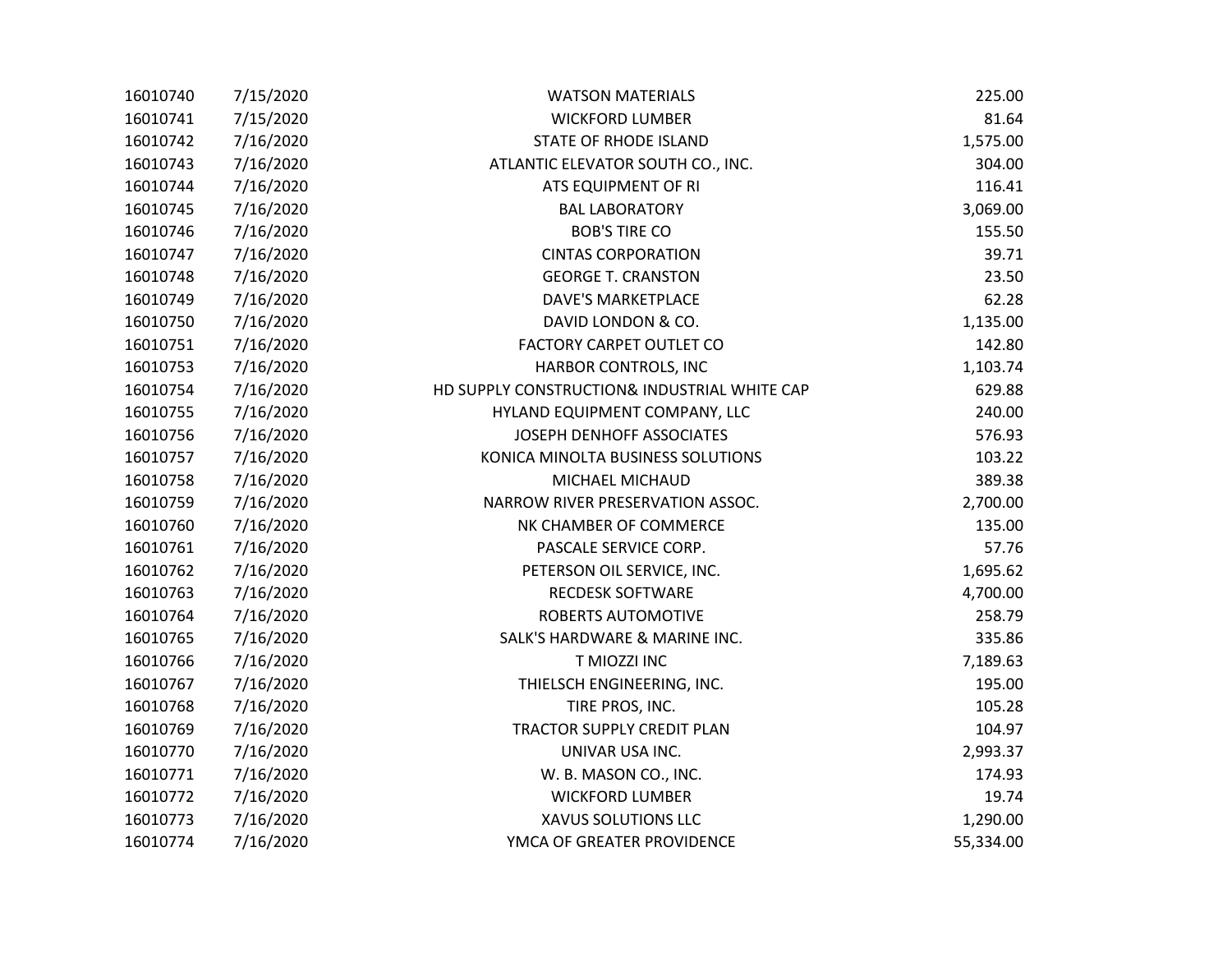| | | | |
|---|---|---|---|
| 16010740 | 7/15/2020 | WATSON MATERIALS | 225.00 |
| 16010741 | 7/15/2020 | WICKFORD LUMBER | 81.64 |
| 16010742 | 7/16/2020 | STATE OF RHODE ISLAND | 1,575.00 |
| 16010743 | 7/16/2020 | ATLANTIC ELEVATOR SOUTH CO., INC. | 304.00 |
| 16010744 | 7/16/2020 | ATS EQUIPMENT OF RI | 116.41 |
| 16010745 | 7/16/2020 | BAL LABORATORY | 3,069.00 |
| 16010746 | 7/16/2020 | BOB'S TIRE CO | 155.50 |
| 16010747 | 7/16/2020 | CINTAS CORPORATION | 39.71 |
| 16010748 | 7/16/2020 | GEORGE T. CRANSTON | 23.50 |
| 16010749 | 7/16/2020 | DAVE'S MARKETPLACE | 62.28 |
| 16010750 | 7/16/2020 | DAVID LONDON & CO. | 1,135.00 |
| 16010751 | 7/16/2020 | FACTORY CARPET OUTLET CO | 142.80 |
| 16010753 | 7/16/2020 | HARBOR CONTROLS, INC | 1,103.74 |
| 16010754 | 7/16/2020 | HD SUPPLY CONSTRUCTION& INDUSTRIAL WHITE CAP | 629.88 |
| 16010755 | 7/16/2020 | HYLAND EQUIPMENT COMPANY, LLC | 240.00 |
| 16010756 | 7/16/2020 | JOSEPH DENHOFF ASSOCIATES | 576.93 |
| 16010757 | 7/16/2020 | KONICA MINOLTA BUSINESS SOLUTIONS | 103.22 |
| 16010758 | 7/16/2020 | MICHAEL MICHAUD | 389.38 |
| 16010759 | 7/16/2020 | NARROW RIVER PRESERVATION ASSOC. | 2,700.00 |
| 16010760 | 7/16/2020 | NK CHAMBER OF COMMERCE | 135.00 |
| 16010761 | 7/16/2020 | PASCALE SERVICE CORP. | 57.76 |
| 16010762 | 7/16/2020 | PETERSON OIL SERVICE, INC. | 1,695.62 |
| 16010763 | 7/16/2020 | RECDESK SOFTWARE | 4,700.00 |
| 16010764 | 7/16/2020 | ROBERTS AUTOMOTIVE | 258.79 |
| 16010765 | 7/16/2020 | SALK'S HARDWARE & MARINE INC. | 335.86 |
| 16010766 | 7/16/2020 | T MIOZZI INC | 7,189.63 |
| 16010767 | 7/16/2020 | THIELSCH ENGINEERING, INC. | 195.00 |
| 16010768 | 7/16/2020 | TIRE PROS, INC. | 105.28 |
| 16010769 | 7/16/2020 | TRACTOR SUPPLY CREDIT PLAN | 104.97 |
| 16010770 | 7/16/2020 | UNIVAR USA INC. | 2,993.37 |
| 16010771 | 7/16/2020 | W. B. MASON CO., INC. | 174.93 |
| 16010772 | 7/16/2020 | WICKFORD LUMBER | 19.74 |
| 16010773 | 7/16/2020 | XAVUS SOLUTIONS LLC | 1,290.00 |
| 16010774 | 7/16/2020 | YMCA OF GREATER PROVIDENCE | 55,334.00 |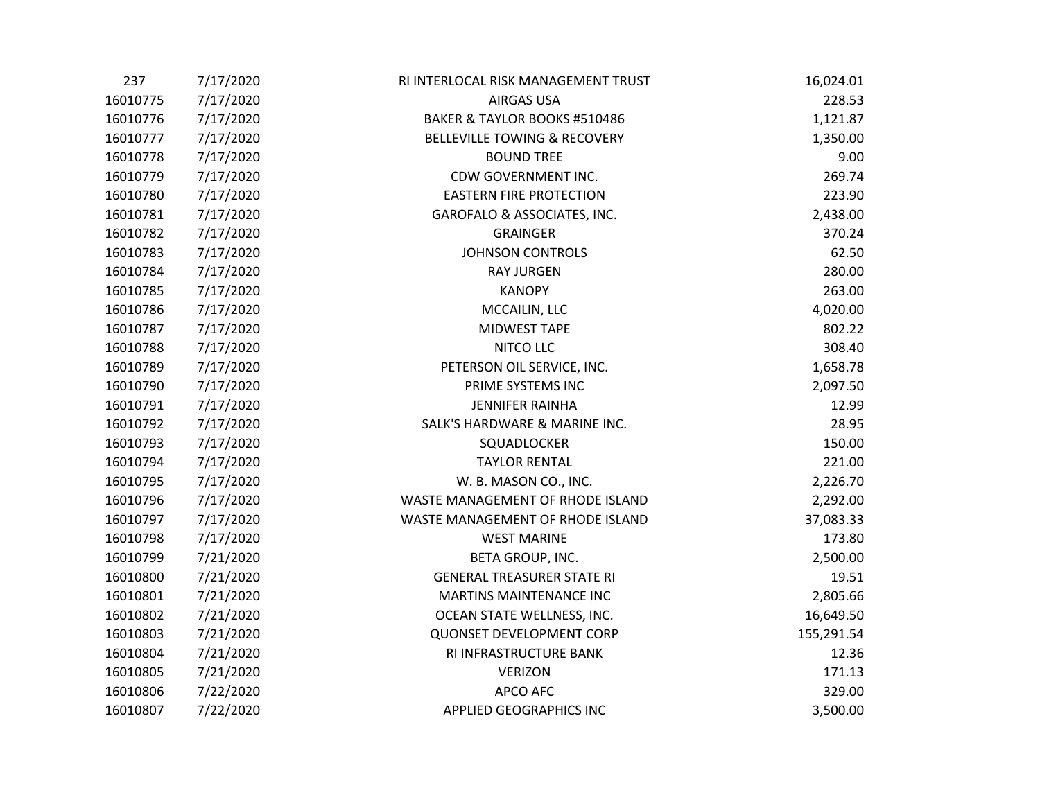| | | | |
|---|---|---|---|
| 237 | 7/17/2020 | RI INTERLOCAL RISK MANAGEMENT TRUST | 16,024.01 |
| 16010775 | 7/17/2020 | AIRGAS USA | 228.53 |
| 16010776 | 7/17/2020 | BAKER & TAYLOR BOOKS #510486 | 1,121.87 |
| 16010777 | 7/17/2020 | BELLEVILLE TOWING & RECOVERY | 1,350.00 |
| 16010778 | 7/17/2020 | BOUND TREE | 9.00 |
| 16010779 | 7/17/2020 | CDW GOVERNMENT INC. | 269.74 |
| 16010780 | 7/17/2020 | EASTERN FIRE PROTECTION | 223.90 |
| 16010781 | 7/17/2020 | GAROFALO & ASSOCIATES, INC. | 2,438.00 |
| 16010782 | 7/17/2020 | GRAINGER | 370.24 |
| 16010783 | 7/17/2020 | JOHNSON CONTROLS | 62.50 |
| 16010784 | 7/17/2020 | RAY JURGEN | 280.00 |
| 16010785 | 7/17/2020 | KANOPY | 263.00 |
| 16010786 | 7/17/2020 | MCCAILIN, LLC | 4,020.00 |
| 16010787 | 7/17/2020 | MIDWEST TAPE | 802.22 |
| 16010788 | 7/17/2020 | NITCO LLC | 308.40 |
| 16010789 | 7/17/2020 | PETERSON OIL SERVICE, INC. | 1,658.78 |
| 16010790 | 7/17/2020 | PRIME SYSTEMS INC | 2,097.50 |
| 16010791 | 7/17/2020 | JENNIFER RAINHA | 12.99 |
| 16010792 | 7/17/2020 | SALK'S HARDWARE & MARINE INC. | 28.95 |
| 16010793 | 7/17/2020 | SQUADLOCKER | 150.00 |
| 16010794 | 7/17/2020 | TAYLOR RENTAL | 221.00 |
| 16010795 | 7/17/2020 | W. B. MASON CO., INC. | 2,226.70 |
| 16010796 | 7/17/2020 | WASTE MANAGEMENT OF RHODE ISLAND | 2,292.00 |
| 16010797 | 7/17/2020 | WASTE MANAGEMENT OF RHODE ISLAND | 37,083.33 |
| 16010798 | 7/17/2020 | WEST MARINE | 173.80 |
| 16010799 | 7/21/2020 | BETA GROUP, INC. | 2,500.00 |
| 16010800 | 7/21/2020 | GENERAL TREASURER STATE RI | 19.51 |
| 16010801 | 7/21/2020 | MARTINS MAINTENANCE INC | 2,805.66 |
| 16010802 | 7/21/2020 | OCEAN STATE WELLNESS, INC. | 16,649.50 |
| 16010803 | 7/21/2020 | QUONSET DEVELOPMENT CORP | 155,291.54 |
| 16010804 | 7/21/2020 | RI INFRASTRUCTURE BANK | 12.36 |
| 16010805 | 7/21/2020 | VERIZON | 171.13 |
| 16010806 | 7/22/2020 | APCO AFC | 329.00 |
| 16010807 | 7/22/2020 | APPLIED GEOGRAPHICS INC | 3,500.00 |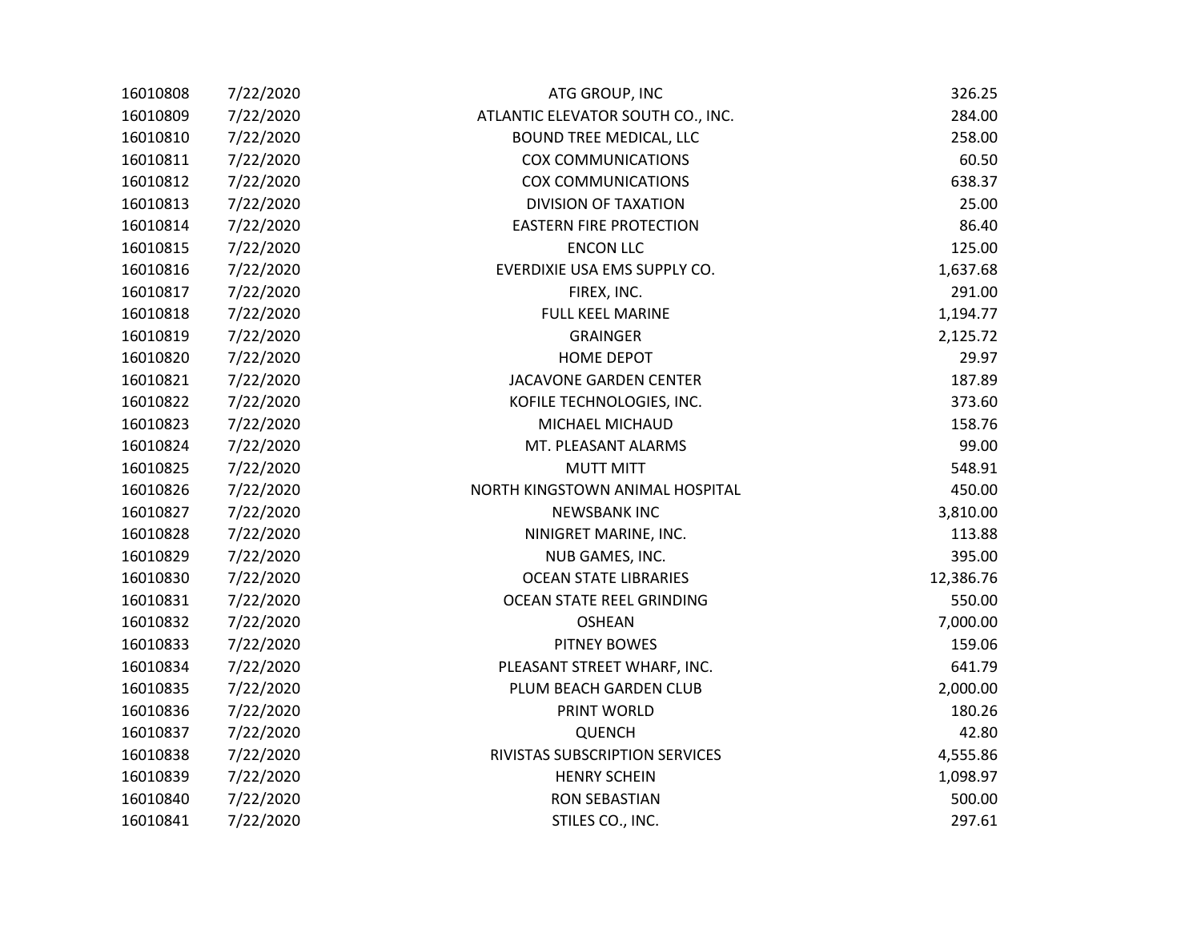| | | | |
|---|---|---|---|
| 16010808 | 7/22/2020 | ATG GROUP, INC | 326.25 |
| 16010809 | 7/22/2020 | ATLANTIC ELEVATOR SOUTH CO., INC. | 284.00 |
| 16010810 | 7/22/2020 | BOUND TREE MEDICAL, LLC | 258.00 |
| 16010811 | 7/22/2020 | COX COMMUNICATIONS | 60.50 |
| 16010812 | 7/22/2020 | COX COMMUNICATIONS | 638.37 |
| 16010813 | 7/22/2020 | DIVISION OF TAXATION | 25.00 |
| 16010814 | 7/22/2020 | EASTERN FIRE PROTECTION | 86.40 |
| 16010815 | 7/22/2020 | ENCON LLC | 125.00 |
| 16010816 | 7/22/2020 | EVERDIXIE USA EMS SUPPLY CO. | 1,637.68 |
| 16010817 | 7/22/2020 | FIREX, INC. | 291.00 |
| 16010818 | 7/22/2020 | FULL KEEL MARINE | 1,194.77 |
| 16010819 | 7/22/2020 | GRAINGER | 2,125.72 |
| 16010820 | 7/22/2020 | HOME DEPOT | 29.97 |
| 16010821 | 7/22/2020 | JACAVONE GARDEN CENTER | 187.89 |
| 16010822 | 7/22/2020 | KOFILE TECHNOLOGIES, INC. | 373.60 |
| 16010823 | 7/22/2020 | MICHAEL MICHAUD | 158.76 |
| 16010824 | 7/22/2020 | MT. PLEASANT ALARMS | 99.00 |
| 16010825 | 7/22/2020 | MUTT MITT | 548.91 |
| 16010826 | 7/22/2020 | NORTH KINGSTOWN ANIMAL HOSPITAL | 450.00 |
| 16010827 | 7/22/2020 | NEWSBANK INC | 3,810.00 |
| 16010828 | 7/22/2020 | NINIGRET MARINE, INC. | 113.88 |
| 16010829 | 7/22/2020 | NUB GAMES, INC. | 395.00 |
| 16010830 | 7/22/2020 | OCEAN STATE LIBRARIES | 12,386.76 |
| 16010831 | 7/22/2020 | OCEAN STATE REEL GRINDING | 550.00 |
| 16010832 | 7/22/2020 | OSHEAN | 7,000.00 |
| 16010833 | 7/22/2020 | PITNEY BOWES | 159.06 |
| 16010834 | 7/22/2020 | PLEASANT STREET WHARF, INC. | 641.79 |
| 16010835 | 7/22/2020 | PLUM BEACH GARDEN CLUB | 2,000.00 |
| 16010836 | 7/22/2020 | PRINT WORLD | 180.26 |
| 16010837 | 7/22/2020 | QUENCH | 42.80 |
| 16010838 | 7/22/2020 | RIVISTAS SUBSCRIPTION SERVICES | 4,555.86 |
| 16010839 | 7/22/2020 | HENRY SCHEIN | 1,098.97 |
| 16010840 | 7/22/2020 | RON SEBASTIAN | 500.00 |
| 16010841 | 7/22/2020 | STILES CO., INC. | 297.61 |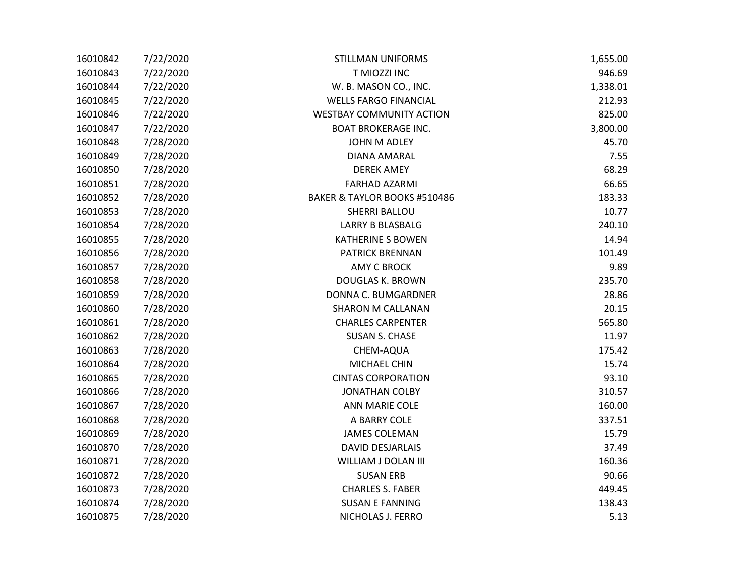| | | | |
|---|---|---|---|
| 16010842 | 7/22/2020 | STILLMAN UNIFORMS | 1,655.00 |
| 16010843 | 7/22/2020 | T MIOZZI INC | 946.69 |
| 16010844 | 7/22/2020 | W. B. MASON CO., INC. | 1,338.01 |
| 16010845 | 7/22/2020 | WELLS FARGO FINANCIAL | 212.93 |
| 16010846 | 7/22/2020 | WESTBAY COMMUNITY ACTION | 825.00 |
| 16010847 | 7/22/2020 | BOAT BROKERAGE INC. | 3,800.00 |
| 16010848 | 7/28/2020 | JOHN M ADLEY | 45.70 |
| 16010849 | 7/28/2020 | DIANA AMARAL | 7.55 |
| 16010850 | 7/28/2020 | DEREK AMEY | 68.29 |
| 16010851 | 7/28/2020 | FARHAD AZARMI | 66.65 |
| 16010852 | 7/28/2020 | BAKER & TAYLOR BOOKS #510486 | 183.33 |
| 16010853 | 7/28/2020 | SHERRI BALLOU | 10.77 |
| 16010854 | 7/28/2020 | LARRY B BLASBALG | 240.10 |
| 16010855 | 7/28/2020 | KATHERINE S BOWEN | 14.94 |
| 16010856 | 7/28/2020 | PATRICK BRENNAN | 101.49 |
| 16010857 | 7/28/2020 | AMY C BROCK | 9.89 |
| 16010858 | 7/28/2020 | DOUGLAS K. BROWN | 235.70 |
| 16010859 | 7/28/2020 | DONNA C. BUMGARDNER | 28.86 |
| 16010860 | 7/28/2020 | SHARON M CALLANAN | 20.15 |
| 16010861 | 7/28/2020 | CHARLES CARPENTER | 565.80 |
| 16010862 | 7/28/2020 | SUSAN S. CHASE | 11.97 |
| 16010863 | 7/28/2020 | CHEM-AQUA | 175.42 |
| 16010864 | 7/28/2020 | MICHAEL CHIN | 15.74 |
| 16010865 | 7/28/2020 | CINTAS CORPORATION | 93.10 |
| 16010866 | 7/28/2020 | JONATHAN COLBY | 310.57 |
| 16010867 | 7/28/2020 | ANN MARIE COLE | 160.00 |
| 16010868 | 7/28/2020 | A BARRY COLE | 337.51 |
| 16010869 | 7/28/2020 | JAMES COLEMAN | 15.79 |
| 16010870 | 7/28/2020 | DAVID DESJARLAIS | 37.49 |
| 16010871 | 7/28/2020 | WILLIAM J DOLAN III | 160.36 |
| 16010872 | 7/28/2020 | SUSAN ERB | 90.66 |
| 16010873 | 7/28/2020 | CHARLES S. FABER | 449.45 |
| 16010874 | 7/28/2020 | SUSAN E FANNING | 138.43 |
| 16010875 | 7/28/2020 | NICHOLAS J. FERRO | 5.13 |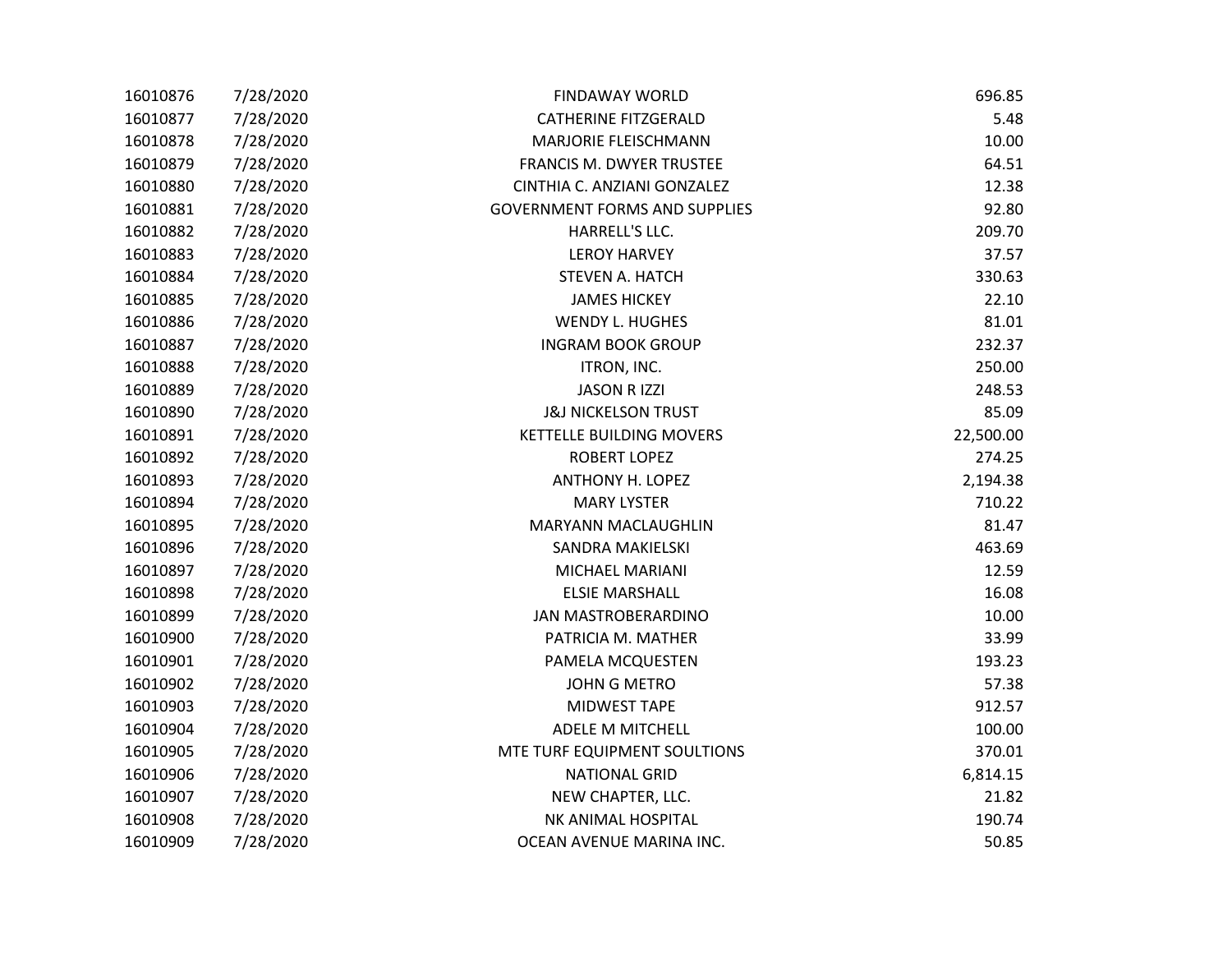| | | | |
|---|---|---|---|
| 16010876 | 7/28/2020 | FINDAWAY WORLD | 696.85 |
| 16010877 | 7/28/2020 | CATHERINE FITZGERALD | 5.48 |
| 16010878 | 7/28/2020 | MARJORIE FLEISCHMANN | 10.00 |
| 16010879 | 7/28/2020 | FRANCIS M. DWYER TRUSTEE | 64.51 |
| 16010880 | 7/28/2020 | CINTHIA C. ANZIANI GONZALEZ | 12.38 |
| 16010881 | 7/28/2020 | GOVERNMENT FORMS AND SUPPLIES | 92.80 |
| 16010882 | 7/28/2020 | HARRELL'S LLC. | 209.70 |
| 16010883 | 7/28/2020 | LEROY HARVEY | 37.57 |
| 16010884 | 7/28/2020 | STEVEN A. HATCH | 330.63 |
| 16010885 | 7/28/2020 | JAMES HICKEY | 22.10 |
| 16010886 | 7/28/2020 | WENDY L. HUGHES | 81.01 |
| 16010887 | 7/28/2020 | INGRAM BOOK GROUP | 232.37 |
| 16010888 | 7/28/2020 | ITRON, INC. | 250.00 |
| 16010889 | 7/28/2020 | JASON R IZZI | 248.53 |
| 16010890 | 7/28/2020 | J&J NICKELSON TRUST | 85.09 |
| 16010891 | 7/28/2020 | KETTELLE BUILDING MOVERS | 22,500.00 |
| 16010892 | 7/28/2020 | ROBERT LOPEZ | 274.25 |
| 16010893 | 7/28/2020 | ANTHONY H. LOPEZ | 2,194.38 |
| 16010894 | 7/28/2020 | MARY LYSTER | 710.22 |
| 16010895 | 7/28/2020 | MARYANN MACLAUGHLIN | 81.47 |
| 16010896 | 7/28/2020 | SANDRA MAKIELSKI | 463.69 |
| 16010897 | 7/28/2020 | MICHAEL MARIANI | 12.59 |
| 16010898 | 7/28/2020 | ELSIE MARSHALL | 16.08 |
| 16010899 | 7/28/2020 | JAN MASTROBERARDINO | 10.00 |
| 16010900 | 7/28/2020 | PATRICIA M. MATHER | 33.99 |
| 16010901 | 7/28/2020 | PAMELA MCQUESTEN | 193.23 |
| 16010902 | 7/28/2020 | JOHN G METRO | 57.38 |
| 16010903 | 7/28/2020 | MIDWEST TAPE | 912.57 |
| 16010904 | 7/28/2020 | ADELE M MITCHELL | 100.00 |
| 16010905 | 7/28/2020 | MTE TURF EQUIPMENT SOULTIONS | 370.01 |
| 16010906 | 7/28/2020 | NATIONAL GRID | 6,814.15 |
| 16010907 | 7/28/2020 | NEW CHAPTER, LLC. | 21.82 |
| 16010908 | 7/28/2020 | NK ANIMAL HOSPITAL | 190.74 |
| 16010909 | 7/28/2020 | OCEAN AVENUE MARINA INC. | 50.85 |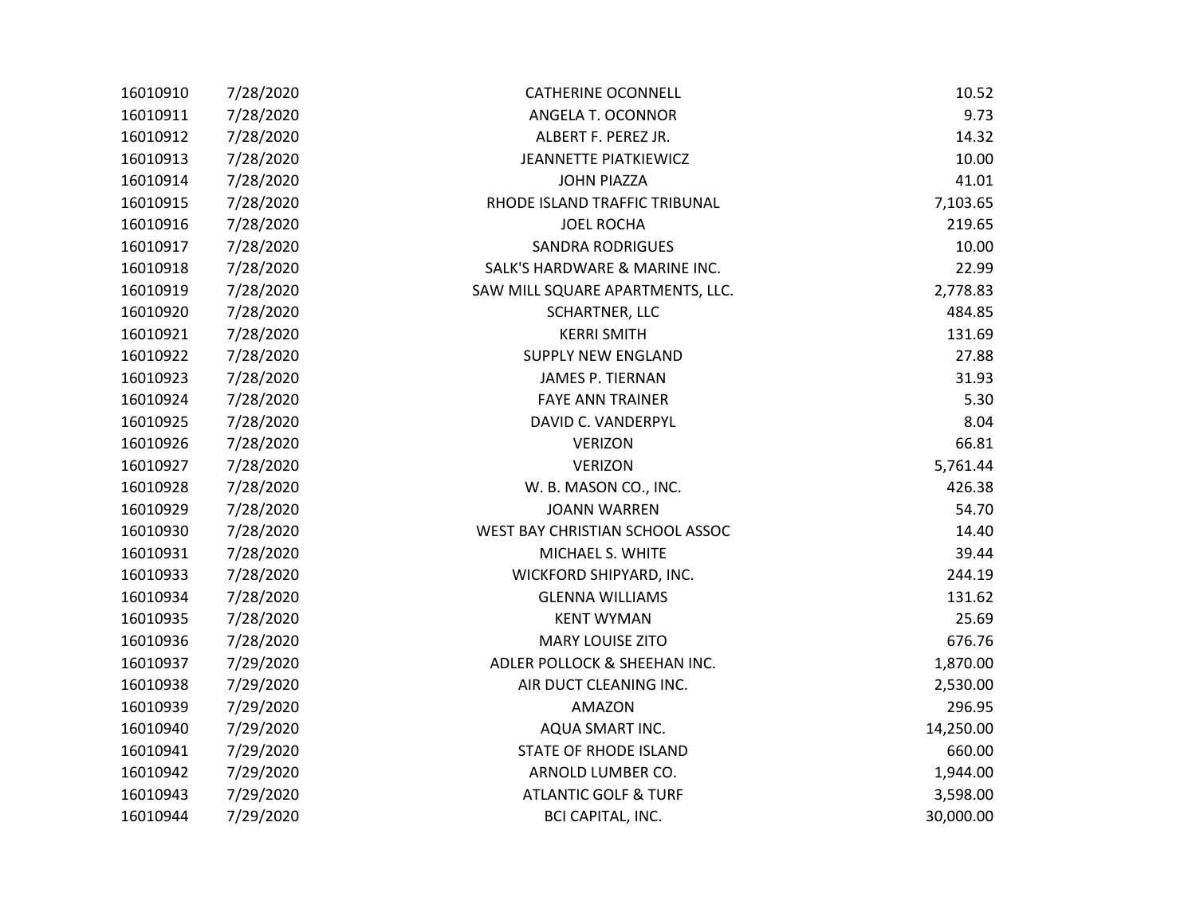| | | | |
|---|---|---|---|
| 16010910 | 7/28/2020 | CATHERINE OCONNELL | 10.52 |
| 16010911 | 7/28/2020 | ANGELA T. OCONNOR | 9.73 |
| 16010912 | 7/28/2020 | ALBERT F. PEREZ JR. | 14.32 |
| 16010913 | 7/28/2020 | JEANNETTE PIATKIEWICZ | 10.00 |
| 16010914 | 7/28/2020 | JOHN PIAZZA | 41.01 |
| 16010915 | 7/28/2020 | RHODE ISLAND TRAFFIC TRIBUNAL | 7,103.65 |
| 16010916 | 7/28/2020 | JOEL ROCHA | 219.65 |
| 16010917 | 7/28/2020 | SANDRA RODRIGUES | 10.00 |
| 16010918 | 7/28/2020 | SALK'S HARDWARE & MARINE INC. | 22.99 |
| 16010919 | 7/28/2020 | SAW MILL SQUARE APARTMENTS, LLC. | 2,778.83 |
| 16010920 | 7/28/2020 | SCHARTNER, LLC | 484.85 |
| 16010921 | 7/28/2020 | KERRI SMITH | 131.69 |
| 16010922 | 7/28/2020 | SUPPLY NEW ENGLAND | 27.88 |
| 16010923 | 7/28/2020 | JAMES P. TIERNAN | 31.93 |
| 16010924 | 7/28/2020 | FAYE ANN TRAINER | 5.30 |
| 16010925 | 7/28/2020 | DAVID C. VANDERPYL | 8.04 |
| 16010926 | 7/28/2020 | VERIZON | 66.81 |
| 16010927 | 7/28/2020 | VERIZON | 5,761.44 |
| 16010928 | 7/28/2020 | W. B. MASON CO., INC. | 426.38 |
| 16010929 | 7/28/2020 | JOANN WARREN | 54.70 |
| 16010930 | 7/28/2020 | WEST BAY CHRISTIAN SCHOOL ASSOC | 14.40 |
| 16010931 | 7/28/2020 | MICHAEL S. WHITE | 39.44 |
| 16010933 | 7/28/2020 | WICKFORD SHIPYARD, INC. | 244.19 |
| 16010934 | 7/28/2020 | GLENNA WILLIAMS | 131.62 |
| 16010935 | 7/28/2020 | KENT WYMAN | 25.69 |
| 16010936 | 7/28/2020 | MARY LOUISE ZITO | 676.76 |
| 16010937 | 7/29/2020 | ADLER POLLOCK & SHEEHAN INC. | 1,870.00 |
| 16010938 | 7/29/2020 | AIR DUCT CLEANING INC. | 2,530.00 |
| 16010939 | 7/29/2020 | AMAZON | 296.95 |
| 16010940 | 7/29/2020 | AQUA SMART INC. | 14,250.00 |
| 16010941 | 7/29/2020 | STATE OF RHODE ISLAND | 660.00 |
| 16010942 | 7/29/2020 | ARNOLD LUMBER CO. | 1,944.00 |
| 16010943 | 7/29/2020 | ATLANTIC GOLF & TURF | 3,598.00 |
| 16010944 | 7/29/2020 | BCI CAPITAL, INC. | 30,000.00 |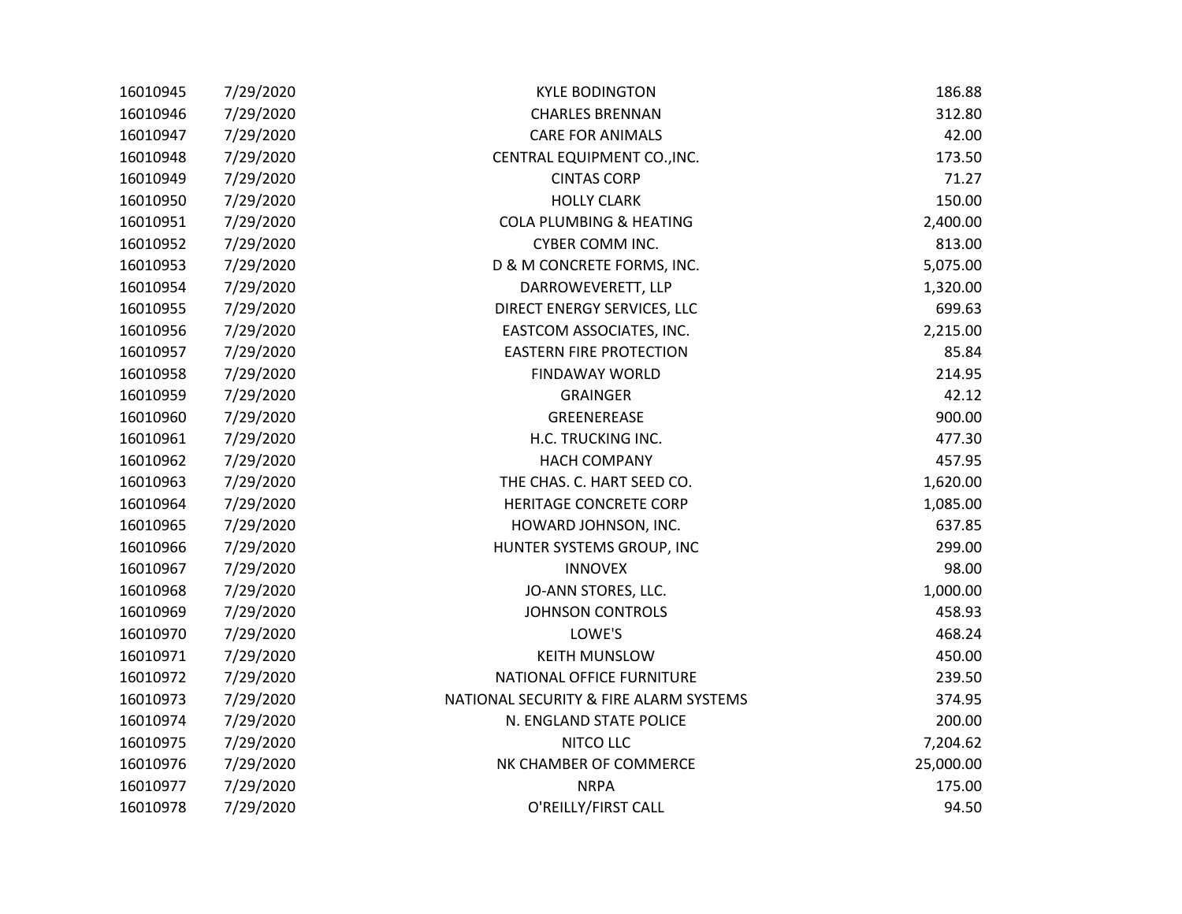| | | | |
|---|---|---|---|
| 16010945 | 7/29/2020 | KYLE BODINGTON | 186.88 |
| 16010946 | 7/29/2020 | CHARLES BRENNAN | 312.80 |
| 16010947 | 7/29/2020 | CARE FOR ANIMALS | 42.00 |
| 16010948 | 7/29/2020 | CENTRAL EQUIPMENT CO.,INC. | 173.50 |
| 16010949 | 7/29/2020 | CINTAS CORP | 71.27 |
| 16010950 | 7/29/2020 | HOLLY CLARK | 150.00 |
| 16010951 | 7/29/2020 | COLA PLUMBING & HEATING | 2,400.00 |
| 16010952 | 7/29/2020 | CYBER COMM INC. | 813.00 |
| 16010953 | 7/29/2020 | D & M CONCRETE FORMS, INC. | 5,075.00 |
| 16010954 | 7/29/2020 | DARROWEVERETT, LLP | 1,320.00 |
| 16010955 | 7/29/2020 | DIRECT ENERGY SERVICES, LLC | 699.63 |
| 16010956 | 7/29/2020 | EASTCOM ASSOCIATES, INC. | 2,215.00 |
| 16010957 | 7/29/2020 | EASTERN FIRE PROTECTION | 85.84 |
| 16010958 | 7/29/2020 | FINDAWAY WORLD | 214.95 |
| 16010959 | 7/29/2020 | GRAINGER | 42.12 |
| 16010960 | 7/29/2020 | GREENEREASE | 900.00 |
| 16010961 | 7/29/2020 | H.C. TRUCKING INC. | 477.30 |
| 16010962 | 7/29/2020 | HACH COMPANY | 457.95 |
| 16010963 | 7/29/2020 | THE CHAS. C. HART SEED CO. | 1,620.00 |
| 16010964 | 7/29/2020 | HERITAGE CONCRETE CORP | 1,085.00 |
| 16010965 | 7/29/2020 | HOWARD JOHNSON, INC. | 637.85 |
| 16010966 | 7/29/2020 | HUNTER SYSTEMS GROUP, INC | 299.00 |
| 16010967 | 7/29/2020 | INNOVEX | 98.00 |
| 16010968 | 7/29/2020 | JO-ANN STORES, LLC. | 1,000.00 |
| 16010969 | 7/29/2020 | JOHNSON CONTROLS | 458.93 |
| 16010970 | 7/29/2020 | LOWE'S | 468.24 |
| 16010971 | 7/29/2020 | KEITH MUNSLOW | 450.00 |
| 16010972 | 7/29/2020 | NATIONAL OFFICE FURNITURE | 239.50 |
| 16010973 | 7/29/2020 | NATIONAL SECURITY & FIRE ALARM SYSTEMS | 374.95 |
| 16010974 | 7/29/2020 | N. ENGLAND STATE POLICE | 200.00 |
| 16010975 | 7/29/2020 | NITCO LLC | 7,204.62 |
| 16010976 | 7/29/2020 | NK CHAMBER OF COMMERCE | 25,000.00 |
| 16010977 | 7/29/2020 | NRPA | 175.00 |
| 16010978 | 7/29/2020 | O'REILLY/FIRST CALL | 94.50 |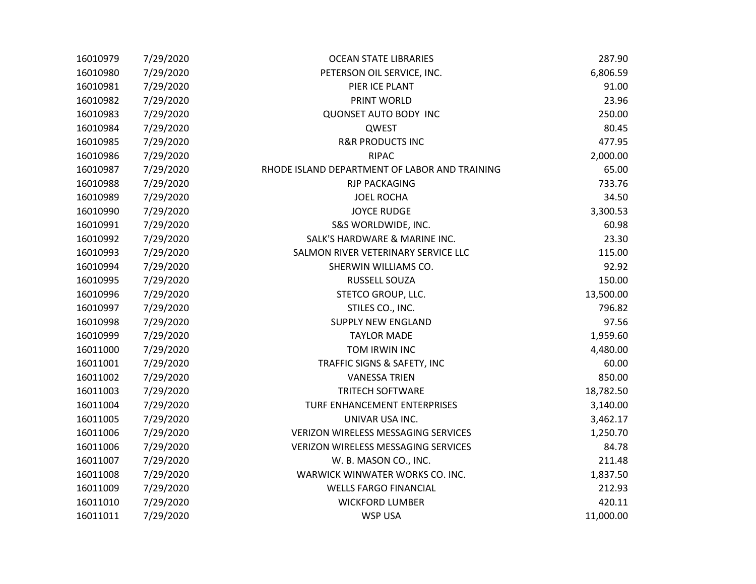| | | | |
|---|---|---|---|
| 16010979 | 7/29/2020 | OCEAN STATE LIBRARIES | 287.90 |
| 16010980 | 7/29/2020 | PETERSON OIL SERVICE, INC. | 6,806.59 |
| 16010981 | 7/29/2020 | PIER ICE PLANT | 91.00 |
| 16010982 | 7/29/2020 | PRINT WORLD | 23.96 |
| 16010983 | 7/29/2020 | QUONSET AUTO BODY INC | 250.00 |
| 16010984 | 7/29/2020 | QWEST | 80.45 |
| 16010985 | 7/29/2020 | R&R PRODUCTS INC | 477.95 |
| 16010986 | 7/29/2020 | RIPAC | 2,000.00 |
| 16010987 | 7/29/2020 | RHODE ISLAND DEPARTMENT OF LABOR AND TRAINING | 65.00 |
| 16010988 | 7/29/2020 | RJP PACKAGING | 733.76 |
| 16010989 | 7/29/2020 | JOEL ROCHA | 34.50 |
| 16010990 | 7/29/2020 | JOYCE RUDGE | 3,300.53 |
| 16010991 | 7/29/2020 | S&S WORLDWIDE, INC. | 60.98 |
| 16010992 | 7/29/2020 | SALK'S HARDWARE & MARINE INC. | 23.30 |
| 16010993 | 7/29/2020 | SALMON RIVER VETERINARY SERVICE LLC | 115.00 |
| 16010994 | 7/29/2020 | SHERWIN WILLIAMS CO. | 92.92 |
| 16010995 | 7/29/2020 | RUSSELL SOUZA | 150.00 |
| 16010996 | 7/29/2020 | STETCO GROUP, LLC. | 13,500.00 |
| 16010997 | 7/29/2020 | STILES CO., INC. | 796.82 |
| 16010998 | 7/29/2020 | SUPPLY NEW ENGLAND | 97.56 |
| 16010999 | 7/29/2020 | TAYLOR MADE | 1,959.60 |
| 16011000 | 7/29/2020 | TOM IRWIN INC | 4,480.00 |
| 16011001 | 7/29/2020 | TRAFFIC SIGNS & SAFETY, INC | 60.00 |
| 16011002 | 7/29/2020 | VANESSA TRIEN | 850.00 |
| 16011003 | 7/29/2020 | TRITECH SOFTWARE | 18,782.50 |
| 16011004 | 7/29/2020 | TURF ENHANCEMENT ENTERPRISES | 3,140.00 |
| 16011005 | 7/29/2020 | UNIVAR USA INC. | 3,462.17 |
| 16011006 | 7/29/2020 | VERIZON WIRELESS MESSAGING SERVICES | 1,250.70 |
| 16011006 | 7/29/2020 | VERIZON WIRELESS MESSAGING SERVICES | 84.78 |
| 16011007 | 7/29/2020 | W. B. MASON CO., INC. | 211.48 |
| 16011008 | 7/29/2020 | WARWICK WINWATER WORKS CO. INC. | 1,837.50 |
| 16011009 | 7/29/2020 | WELLS FARGO FINANCIAL | 212.93 |
| 16011010 | 7/29/2020 | WICKFORD LUMBER | 420.11 |
| 16011011 | 7/29/2020 | WSP USA | 11,000.00 |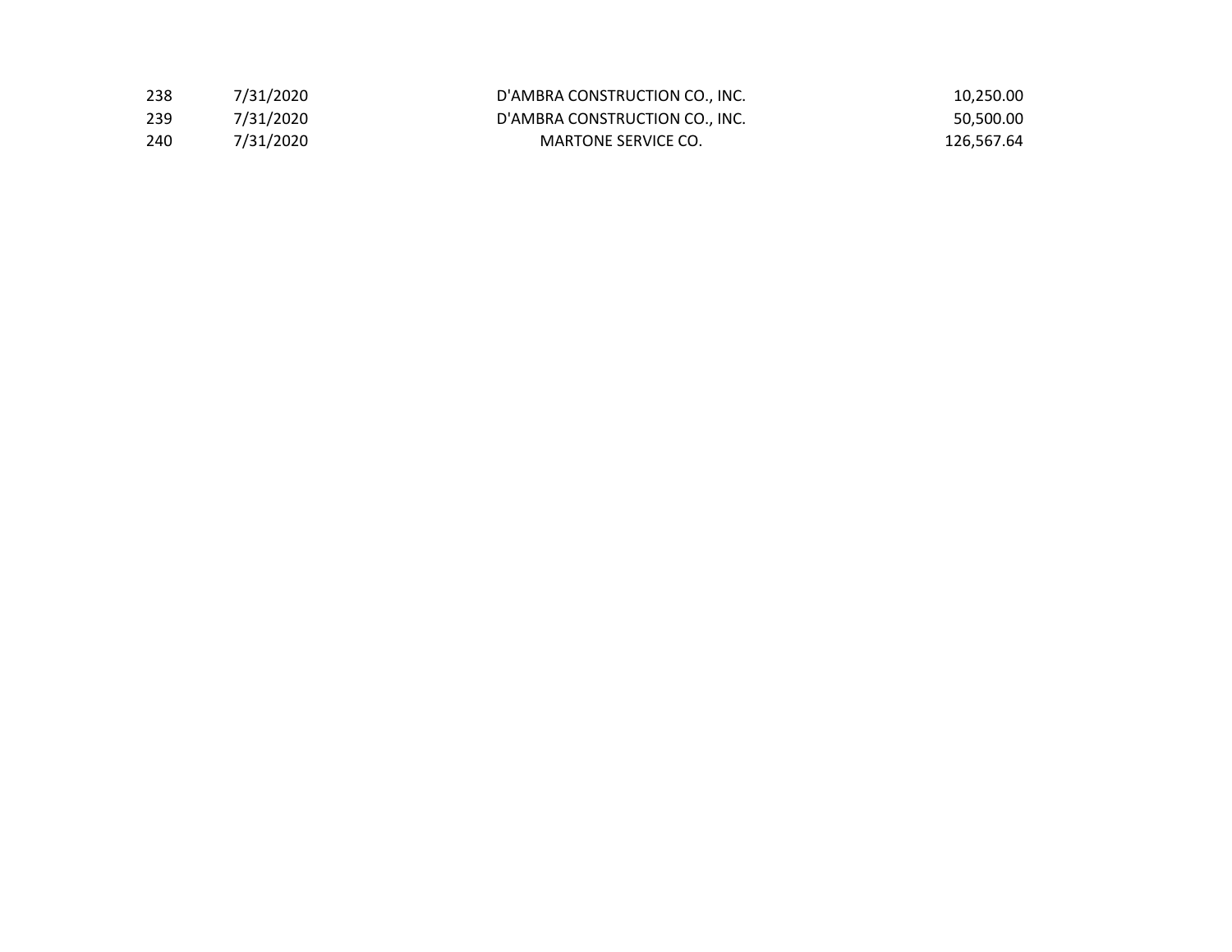| | | | |
|---|---|---|---|
| 238 | 7/31/2020 | D'AMBRA CONSTRUCTION CO., INC. | 10,250.00 |
| 239 | 7/31/2020 | D'AMBRA CONSTRUCTION CO., INC. | 50,500.00 |
| 240 | 7/31/2020 | MARTONE SERVICE CO. | 126,567.64 |